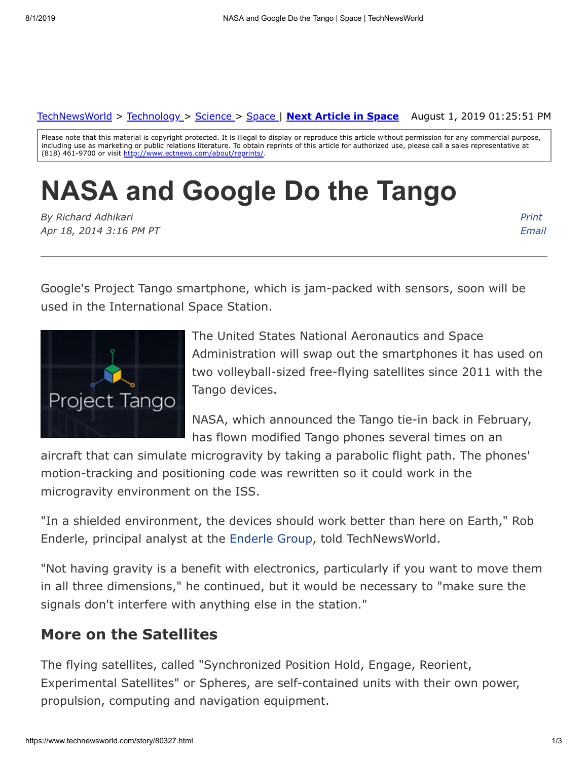TechNewsWorld > Technology > Science > Space | **Next Article in Space** August 1, 2019 01:25:51 PM

Please note that this material is copyright protected. It is illegal to display or reproduce this article without permission for any commercial purpose, including use as marketing or public relations literature. To obtain reprints of this article for authorized use, please call a sales representative at (818) 461-9700 or visit http://www.ectnews.com/about/reprints/.

# NASA and Google Do the Tango

*By Richard Adhikari*
*Apr 18, 2014 3:16 PM PT*

Print
Email

Google's Project Tango smartphone, which is jam-packed with sensors, soon will be used in the International Space Station.

The United States National Aeronautics and Space Administration will swap out the smartphones it has used on two volleyball-sized free-flying satellites since 2011 with the Tango devices.

NASA, which announced the Tango tie-in back in February, has flown modified Tango phones several times on an aircraft that can simulate microgravity by taking a parabolic flight path. The phones' motion-tracking and positioning code was rewritten so it could work in the microgravity environment on the ISS.

"In a shielded environment, the devices should work better than here on Earth," Rob Enderle, principal analyst at the Enderle Group, told TechNewsWorld.

"Not having gravity is a benefit with electronics, particularly if you want to move them in all three dimensions," he continued, but it would be necessary to "make sure the signals don't interfere with anything else in the station."

## More on the Satellites

The flying satellites, called "Synchronized Position Hold, Engage, Reorient, Experimental Satellites" or Spheres, are self-contained units with their own power, propulsion, computing and navigation equipment.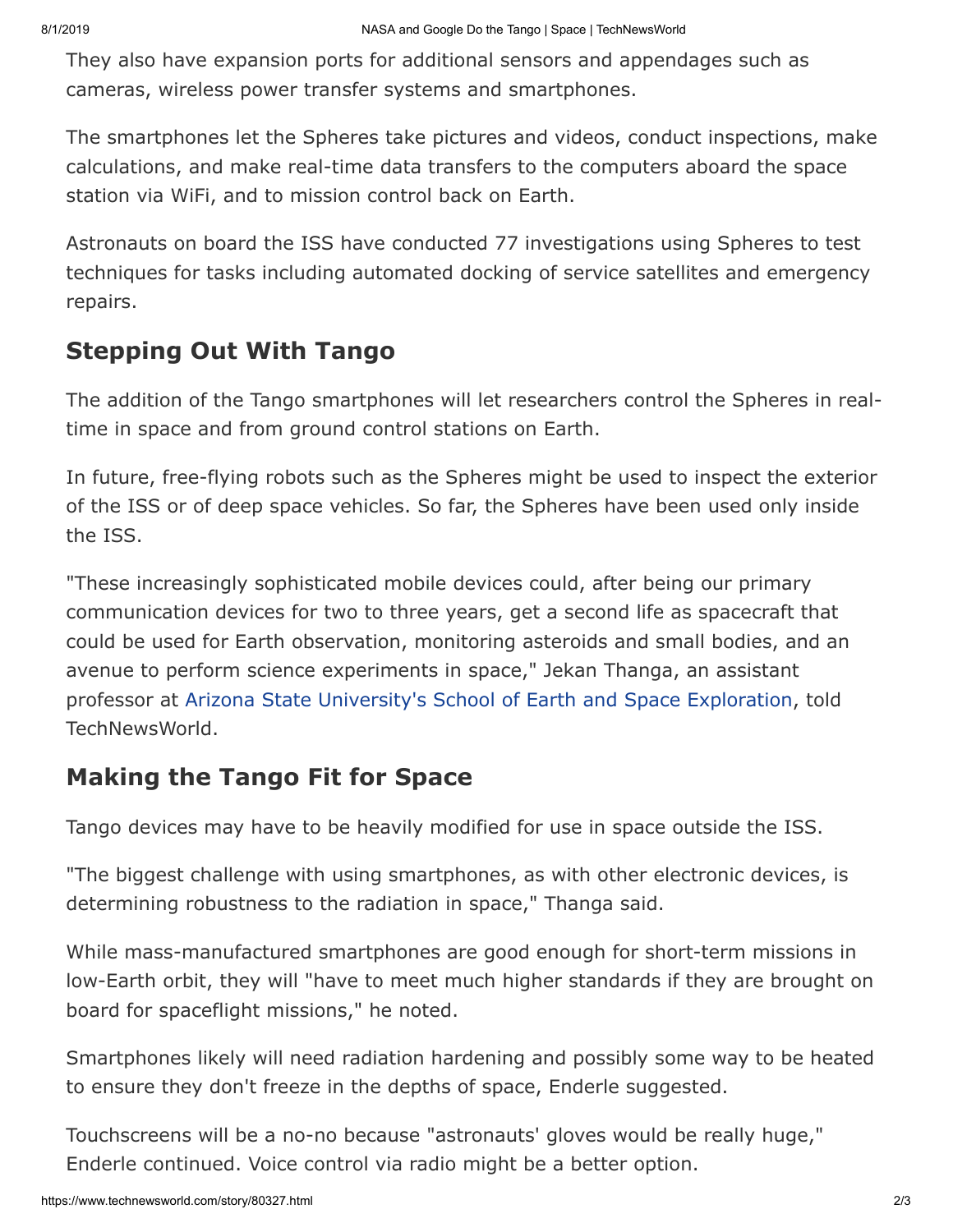They also have expansion ports for additional sensors and appendages such as cameras, wireless power transfer systems and smartphones.

The smartphones let the Spheres take pictures and videos, conduct inspections, make calculations, and make real-time data transfers to the computers aboard the space station via WiFi, and to mission control back on Earth.

Astronauts on board the ISS have conducted 77 investigations using Spheres to test techniques for tasks including automated docking of service satellites and emergency repairs.

## Stepping Out With Tango

The addition of the Tango smartphones will let researchers control the Spheres in real-time in space and from ground control stations on Earth.

In future, free-flying robots such as the Spheres might be used to inspect the exterior of the ISS or of deep space vehicles. So far, the Spheres have been used only inside the ISS.

"These increasingly sophisticated mobile devices could, after being our primary communication devices for two to three years, get a second life as spacecraft that could be used for Earth observation, monitoring asteroids and small bodies, and an avenue to perform science experiments in space," Jekan Thanga, an assistant professor at Arizona State University's School of Earth and Space Exploration, told TechNewsWorld.

## Making the Tango Fit for Space

Tango devices may have to be heavily modified for use in space outside the ISS.

"The biggest challenge with using smartphones, as with other electronic devices, is determining robustness to the radiation in space," Thanga said.

While mass-manufactured smartphones are good enough for short-term missions in low-Earth orbit, they will "have to meet much higher standards if they are brought on board for spaceflight missions," he noted.

Smartphones likely will need radiation hardening and possibly some way to be heated to ensure they don't freeze in the depths of space, Enderle suggested.

Touchscreens will be a no-no because "astronauts' gloves would be really huge," Enderle continued. Voice control via radio might be a better option.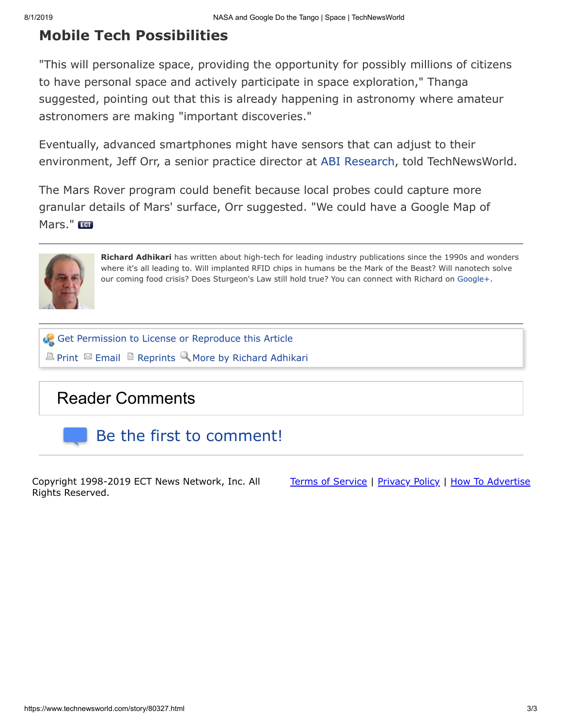## Mobile Tech Possibilities

"This will personalize space, providing the opportunity for possibly millions of citizens to have personal space and actively participate in space exploration," Thanga suggested, pointing out that this is already happening in astronomy where amateur astronomers are making "important discoveries."

Eventually, advanced smartphones might have sensors that can adjust to their environment, Jeff Orr, a senior practice director at ABI Research, told TechNewsWorld.

The Mars Rover program could benefit because local probes could capture more granular details of Mars' surface, Orr suggested. "We could have a Google Map of Mars."

---

**Richard Adhikari** has written about high-tech for leading industry publications since the 1990s and wonders where it's all leading to. Will implanted RFID chips in humans be the Mark of the Beast? Will nanotech solve our coming food crisis? Does Sturgeon's Law still hold true? You can connect with Richard on Google+.

---

Get Permission to License or Reproduce this Article

Print Email Reprints More by Richard Adhikari

## Reader Comments

Be the first to comment!

Copyright 1998-2019 ECT News Network, Inc. All Rights Reserved.

Terms of Service | Privacy Policy | How To Advertise